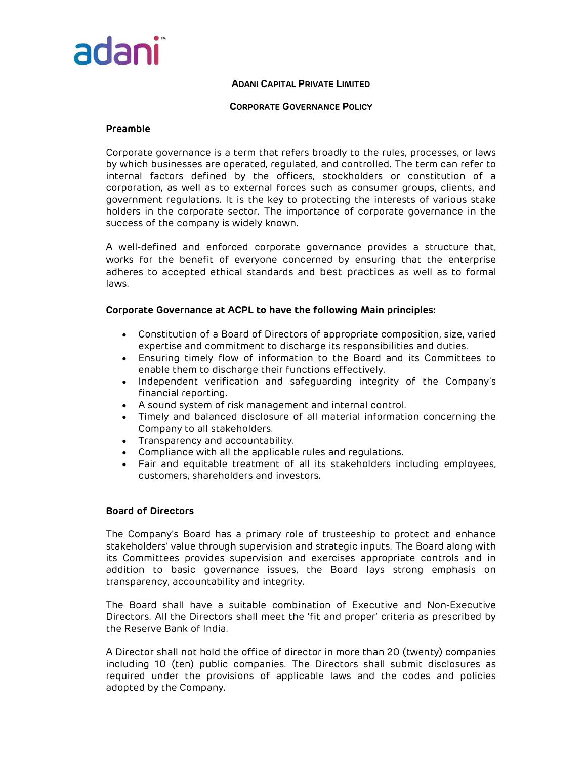# ADANI CAPITAL PRIVATE LIMITED

## CORPORATE GOVERNANCE POLICY

**Preamble**

Corporate governance is a term that refers broadly to the rules, processes, or laws by which businesses are operated, regulated, and controlled. The term can refer to internal factors defined by the officers, stockholders or constitution of a corporation, as well as to external forces such as consumer groups, clients, and government regulations. It is the key to protecting the interests of various stake holders in the corporate sector. The importance of corporate governance in the success of the company is widely known.

A well-defined and enforced corporate governance provides a structure that, works for the benefit of everyone concerned by ensuring that the enterprise adheres to accepted ethical standards and best practices as well as to formal laws.

**Corporate Governance at ACPL to have the following Main principles:**

- Constitution of a Board of Directors of appropriate composition, size, varied expertise and commitment to discharge its responsibilities and duties.
- Ensuring timely flow of information to the Board and its Committees to enable them to discharge their functions effectively.
- Independent verification and safeguarding integrity of the Company's financial reporting.
- A sound system of risk management and internal control.
- Timely and balanced disclosure of all material information concerning the Company to all stakeholders.
- Transparency and accountability.
- Compliance with all the applicable rules and regulations.
- Fair and equitable treatment of all its stakeholders including employees, customers, shareholders and investors.

**Board of Directors**

The Company's Board has a primary role of trusteeship to protect and enhance stakeholders' value through supervision and strategic inputs. The Board along with its Committees provides supervision and exercises appropriate controls and in addition to basic governance issues, the Board lays strong emphasis on transparency, accountability and integrity.

The Board shall have a suitable combination of Executive and Non-Executive Directors. All the Directors shall meet the 'fit and proper' criteria as prescribed by the Reserve Bank of India.

A Director shall not hold the office of director in more than 20 (twenty) companies including 10 (ten) public companies. The Directors shall submit disclosures as required under the provisions of applicable laws and the codes and policies adopted by the Company.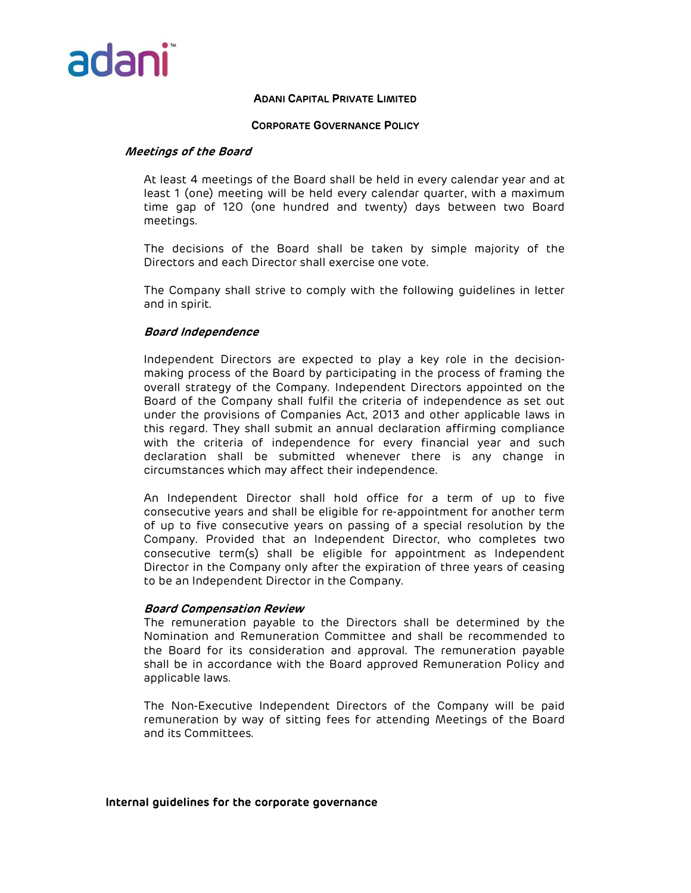**ADANI CAPITAL PRIVATE LIMITED**

**CORPORATE GOVERNANCE POLICY**

***Meetings of the Board***

At least 4 meetings of the Board shall be held in every calendar year and at least 1 (one) meeting will be held every calendar quarter, with a maximum time gap of 120 (one hundred and twenty) days between two Board meetings.

The decisions of the Board shall be taken by simple majority of the Directors and each Director shall exercise one vote.

The Company shall strive to comply with the following guidelines in letter and in spirit.

***Board Independence***

Independent Directors are expected to play a key role in the decision-making process of the Board by participating in the process of framing the overall strategy of the Company. Independent Directors appointed on the Board of the Company shall fulfil the criteria of independence as set out under the provisions of Companies Act, 2013 and other applicable laws in this regard. They shall submit an annual declaration affirming compliance with the criteria of independence for every financial year and such declaration shall be submitted whenever there is any change in circumstances which may affect their independence.

An Independent Director shall hold office for a term of up to five consecutive years and shall be eligible for re-appointment for another term of up to five consecutive years on passing of a special resolution by the Company. Provided that an Independent Director, who completes two consecutive term(s) shall be eligible for appointment as Independent Director in the Company only after the expiration of three years of ceasing to be an Independent Director in the Company.

***Board Compensation Review***

The remuneration payable to the Directors shall be determined by the Nomination and Remuneration Committee and shall be recommended to the Board for its consideration and approval. The remuneration payable shall be in accordance with the Board approved Remuneration Policy and applicable laws.

The Non-Executive Independent Directors of the Company will be paid remuneration by way of sitting fees for attending Meetings of the Board and its Committees.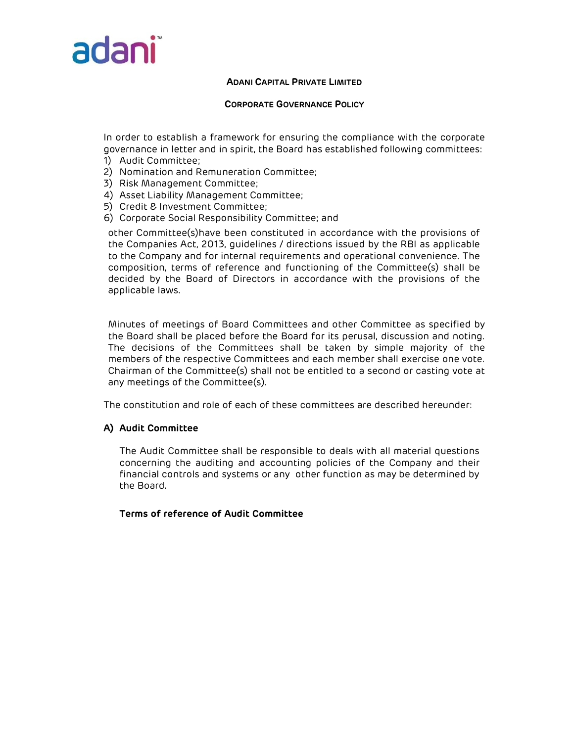**ADANI CAPITAL PRIVATE LIMITED**

**CORPORATE GOVERNANCE POLICY**

In order to establish a framework for ensuring the compliance with the corporate governance in letter and in spirit, the Board has established following committees:

1) Audit Committee;
2) Nomination and Remuneration Committee;
3) Risk Management Committee;
4) Asset Liability Management Committee;
5) Credit & Investment Committee;
6) Corporate Social Responsibility Committee; and

other Committee(s)have been constituted in accordance with the provisions of the Companies Act, 2013, guidelines / directions issued by the RBI as applicable to the Company and for internal requirements and operational convenience. The composition, terms of reference and functioning of the Committee(s) shall be decided by the Board of Directors in accordance with the provisions of the applicable laws.

Minutes of meetings of Board Committees and other Committee as specified by the Board shall be placed before the Board for its perusal, discussion and noting. The decisions of the Committees shall be taken by simple majority of the members of the respective Committees and each member shall exercise one vote. Chairman of the Committee(s) shall not be entitled to a second or casting vote at any meetings of the Committee(s).

The constitution and role of each of these committees are described hereunder:

### A) Audit Committee

The Audit Committee shall be responsible to deals with all material questions concerning the auditing and accounting policies of the Company and their financial controls and systems or any other function as may be determined by the Board.

**Terms of reference of Audit Committee**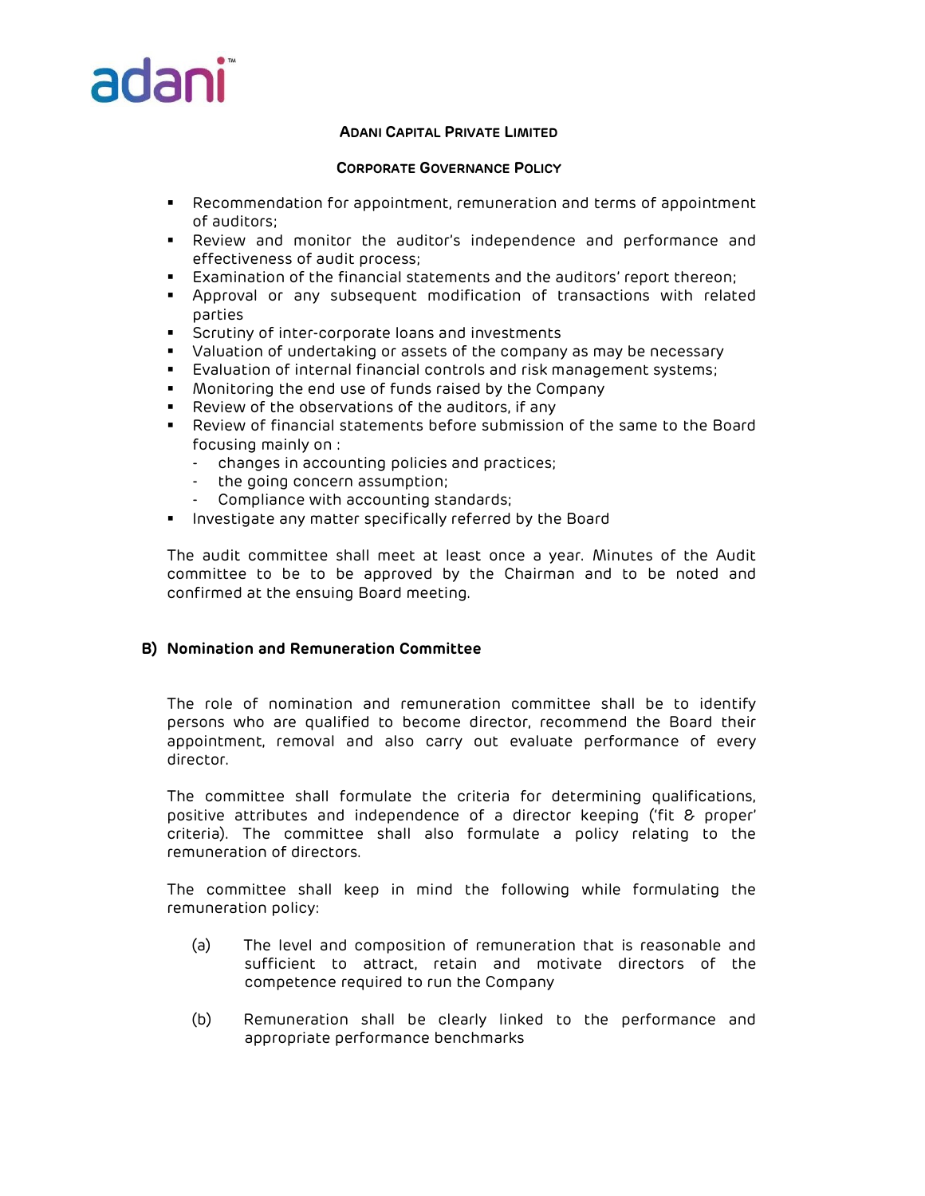**ADANI CAPITAL PRIVATE LIMITED**

**CORPORATE GOVERNANCE POLICY**

- Recommendation for appointment, remuneration and terms of appointment of auditors;
- Review and monitor the auditor's independence and performance and effectiveness of audit process;
- Examination of the financial statements and the auditors' report thereon;
- Approval or any subsequent modification of transactions with related parties
- Scrutiny of inter-corporate loans and investments
- Valuation of undertaking or assets of the company as may be necessary
- Evaluation of internal financial controls and risk management systems;
- Monitoring the end use of funds raised by the Company
- Review of the observations of the auditors, if any
- Review of financial statements before submission of the same to the Board focusing mainly on :
  - changes in accounting policies and practices;
  - the going concern assumption;
  - Compliance with accounting standards;
- Investigate any matter specifically referred by the Board

The audit committee shall meet at least once a year. Minutes of the Audit committee to be to be approved by the Chairman and to be noted and confirmed at the ensuing Board meeting.

## B) Nomination and Remuneration Committee

The role of nomination and remuneration committee shall be to identify persons who are qualified to become director, recommend the Board their appointment, removal and also carry out evaluate performance of every director.

The committee shall formulate the criteria for determining qualifications, positive attributes and independence of a director keeping ('fit & proper' criteria). The committee shall also formulate a policy relating to the remuneration of directors.

The committee shall keep in mind the following while formulating the remuneration policy:

(a) The level and composition of remuneration that is reasonable and sufficient to attract, retain and motivate directors of the competence required to run the Company

(b) Remuneration shall be clearly linked to the performance and appropriate performance benchmarks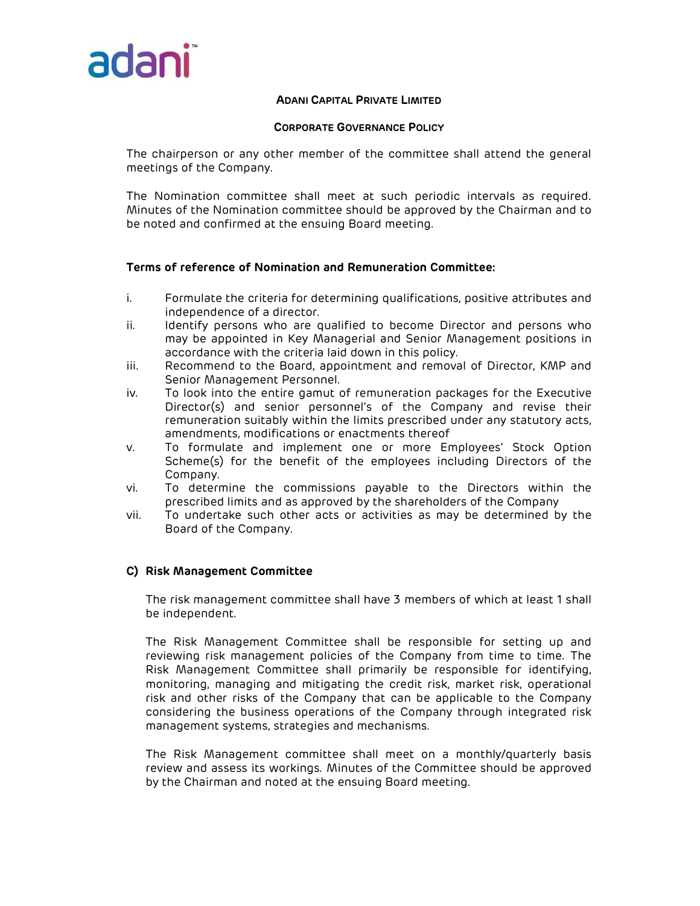The chairperson or any other member of the committee shall attend the general meetings of the Company.

The Nomination committee shall meet at such periodic intervals as required. Minutes of the Nomination committee should be approved by the Chairman and to be noted and confirmed at the ensuing Board meeting.

**Terms of reference of Nomination and Remuneration Committee:**

i. Formulate the criteria for determining qualifications, positive attributes and independence of a director.
ii. Identify persons who are qualified to become Director and persons who may be appointed in Key Managerial and Senior Management positions in accordance with the criteria laid down in this policy.
iii. Recommend to the Board, appointment and removal of Director, KMP and Senior Management Personnel.
iv. To look into the entire gamut of remuneration packages for the Executive Director(s) and senior personnel's of the Company and revise their remuneration suitably within the limits prescribed under any statutory acts, amendments, modifications or enactments thereof
v. To formulate and implement one or more Employees' Stock Option Scheme(s) for the benefit of the employees including Directors of the Company.
vi. To determine the commissions payable to the Directors within the prescribed limits and as approved by the shareholders of the Company
vii. To undertake such other acts or activities as may be determined by the Board of the Company.

**C) Risk Management Committee**

The risk management committee shall have 3 members of which at least 1 shall be independent.

The Risk Management Committee shall be responsible for setting up and reviewing risk management policies of the Company from time to time. The Risk Management Committee shall primarily be responsible for identifying, monitoring, managing and mitigating the credit risk, market risk, operational risk and other risks of the Company that can be applicable to the Company considering the business operations of the Company through integrated risk management systems, strategies and mechanisms.

The Risk Management committee shall meet on a monthly/quarterly basis review and assess its workings. Minutes of the Committee should be approved by the Chairman and noted at the ensuing Board meeting.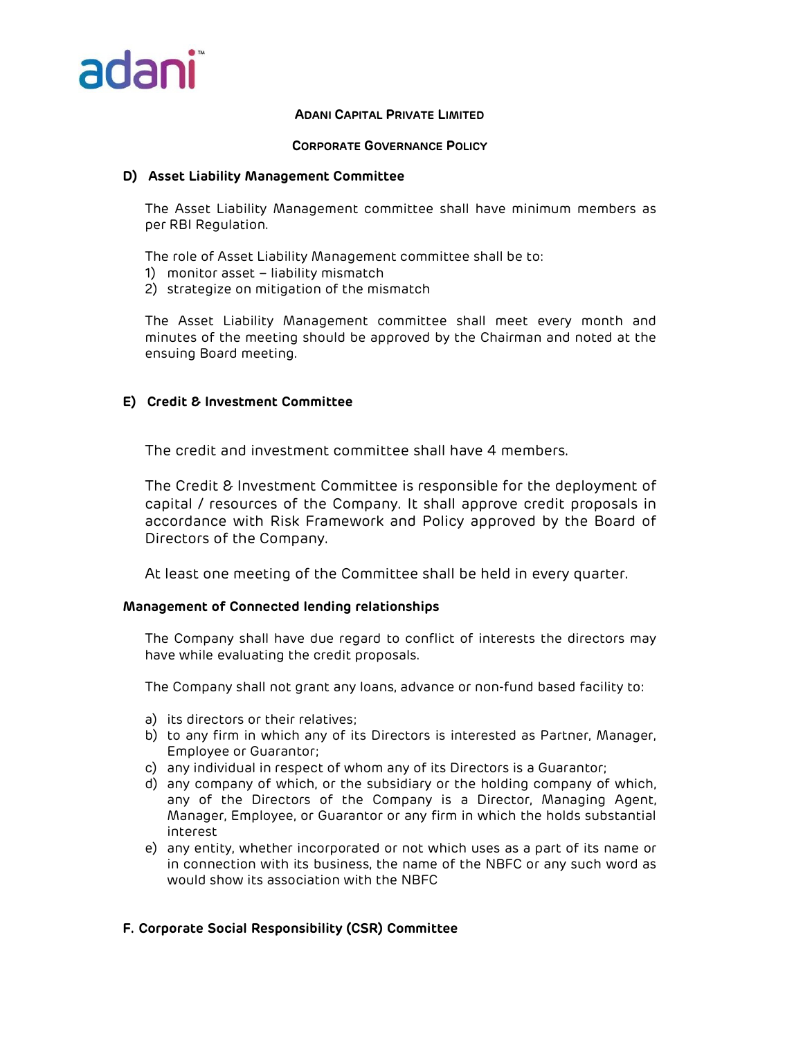**ADANI CAPITAL PRIVATE LIMITED**

**CORPORATE GOVERNANCE POLICY**

### D) Asset Liability Management Committee

The Asset Liability Management committee shall have minimum members as per RBI Regulation.

The role of Asset Liability Management committee shall be to:

1) monitor asset – liability mismatch
2) strategize on mitigation of the mismatch

The Asset Liability Management committee shall meet every month and minutes of the meeting should be approved by the Chairman and noted at the ensuing Board meeting.

### E) Credit & Investment Committee

The credit and investment committee shall have 4 members.

The Credit & Investment Committee is responsible for the deployment of capital / resources of the Company. It shall approve credit proposals in accordance with Risk Framework and Policy approved by the Board of Directors of the Company.

At least one meeting of the Committee shall be held in every quarter.

### Management of Connected lending relationships

The Company shall have due regard to conflict of interests the directors may have while evaluating the credit proposals.

The Company shall not grant any loans, advance or non-fund based facility to:

a) its directors or their relatives;
b) to any firm in which any of its Directors is interested as Partner, Manager, Employee or Guarantor;
c) any individual in respect of whom any of its Directors is a Guarantor;
d) any company of which, or the subsidiary or the holding company of which, any of the Directors of the Company is a Director, Managing Agent, Manager, Employee, or Guarantor or any firm in which the holds substantial interest
e) any entity, whether incorporated or not which uses as a part of its name or in connection with its business, the name of the NBFC or any such word as would show its association with the NBFC

### F. Corporate Social Responsibility (CSR) Committee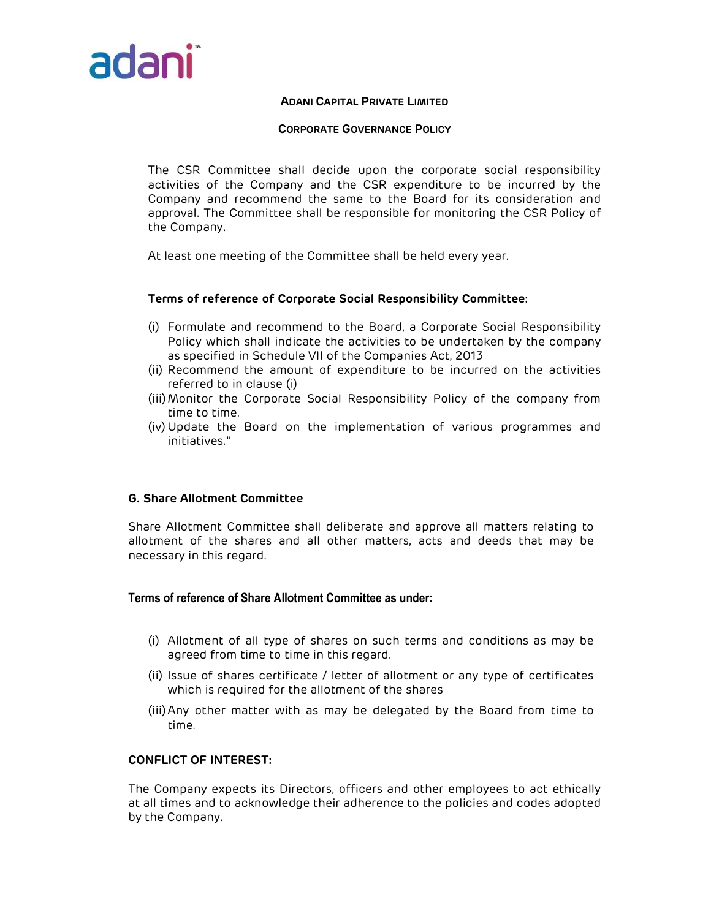The CSR Committee shall decide upon the corporate social responsibility activities of the Company and the CSR expenditure to be incurred by the Company and recommend the same to the Board for its consideration and approval. The Committee shall be responsible for monitoring the CSR Policy of the Company.

At least one meeting of the Committee shall be held every year.

**Terms of reference of Corporate Social Responsibility Committee:**

(i) Formulate and recommend to the Board, a Corporate Social Responsibility Policy which shall indicate the activities to be undertaken by the company as specified in Schedule VII of the Companies Act, 2013
(ii) Recommend the amount of expenditure to be incurred on the activities referred to in clause (i)
(iii) Monitor the Corporate Social Responsibility Policy of the company from time to time.
(iv) Update the Board on the implementation of various programmes and initiatives."

### G. Share Allotment Committee

Share Allotment Committee shall deliberate and approve all matters relating to allotment of the shares and all other matters, acts and deeds that may be necessary in this regard.

**Terms of reference of Share Allotment Committee as under:**

(i) Allotment of all type of shares on such terms and conditions as may be agreed from time to time in this regard.
(ii) Issue of shares certificate / letter of allotment or any type of certificates which is required for the allotment of the shares
(iii) Any other matter with as may be delegated by the Board from time to time.

### CONFLICT OF INTEREST:

The Company expects its Directors, officers and other employees to act ethically at all times and to acknowledge their adherence to the policies and codes adopted by the Company.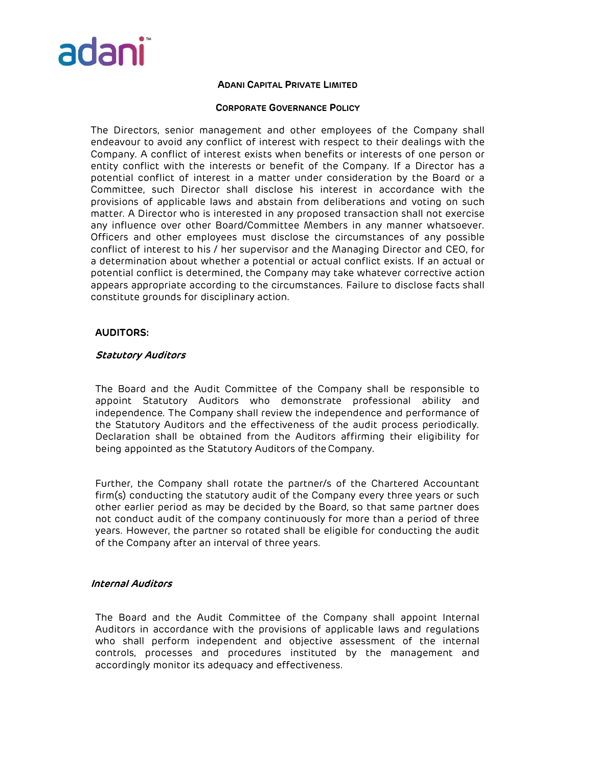**ADANI CAPITAL PRIVATE LIMITED**

**CORPORATE GOVERNANCE POLICY**

The Directors, senior management and other employees of the Company shall endeavour to avoid any conflict of interest with respect to their dealings with the Company. A conflict of interest exists when benefits or interests of one person or entity conflict with the interests or benefit of the Company. If a Director has a potential conflict of interest in a matter under consideration by the Board or a Committee, such Director shall disclose his interest in accordance with the provisions of applicable laws and abstain from deliberations and voting on such matter. A Director who is interested in any proposed transaction shall not exercise any influence over other Board/Committee Members in any manner whatsoever. Officers and other employees must disclose the circumstances of any possible conflict of interest to his / her supervisor and the Managing Director and CEO, for a determination about whether a potential or actual conflict exists. If an actual or potential conflict is determined, the Company may take whatever corrective action appears appropriate according to the circumstances. Failure to disclose facts shall constitute grounds for disciplinary action.

**AUDITORS:**

***Statutory Auditors***

The Board and the Audit Committee of the Company shall be responsible to appoint Statutory Auditors who demonstrate professional ability and independence. The Company shall review the independence and performance of the Statutory Auditors and the effectiveness of the audit process periodically. Declaration shall be obtained from the Auditors affirming their eligibility for being appointed as the Statutory Auditors of the Company.

Further, the Company shall rotate the partner/s of the Chartered Accountant firm(s) conducting the statutory audit of the Company every three years or such other earlier period as may be decided by the Board, so that same partner does not conduct audit of the company continuously for more than a period of three years. However, the partner so rotated shall be eligible for conducting the audit of the Company after an interval of three years.

***Internal Auditors***

The Board and the Audit Committee of the Company shall appoint Internal Auditors in accordance with the provisions of applicable laws and regulations who shall perform independent and objective assessment of the internal controls, processes and procedures instituted by the management and accordingly monitor its adequacy and effectiveness.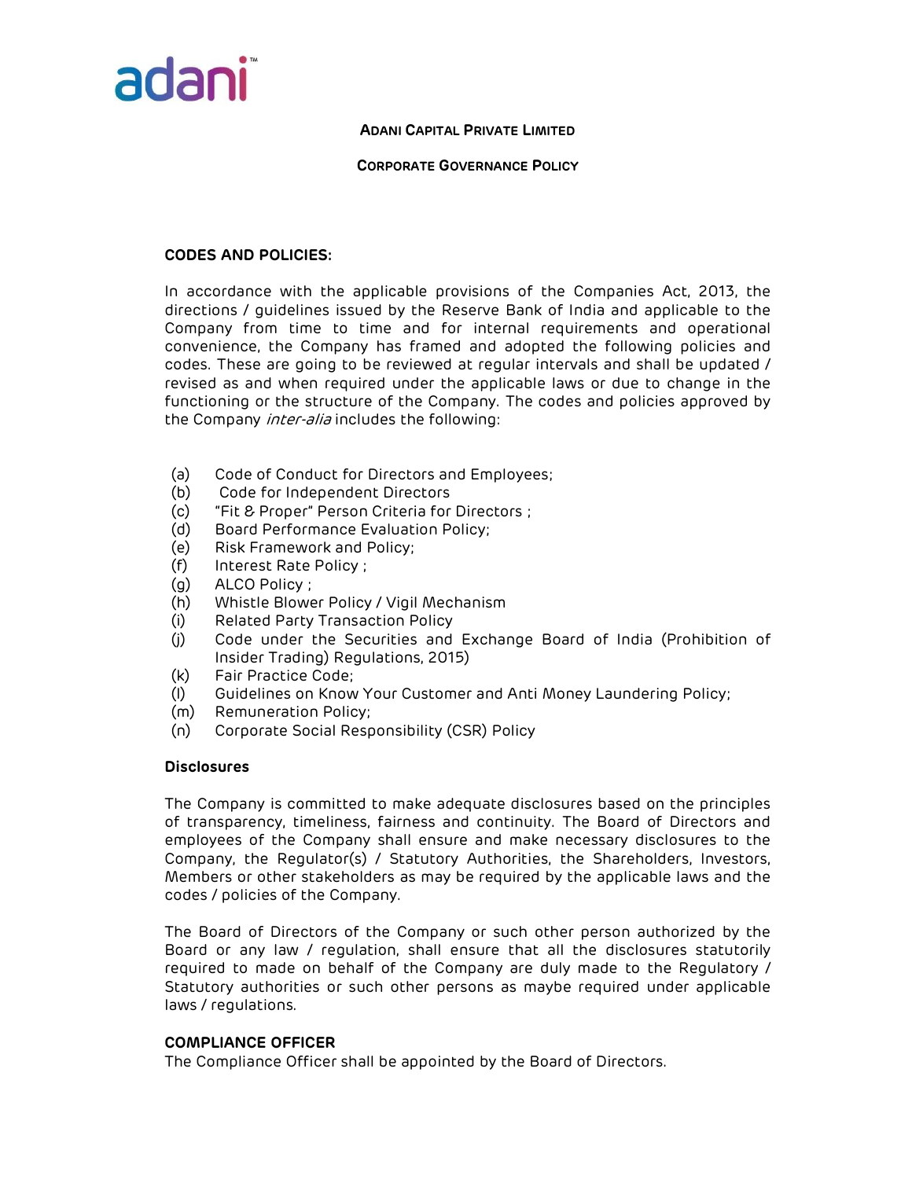**ADANI CAPITAL PRIVATE LIMITED**

**CORPORATE GOVERNANCE POLICY**

## CODES AND POLICIES:

In accordance with the applicable provisions of the Companies Act, 2013, the directions / guidelines issued by the Reserve Bank of India and applicable to the Company from time to time and for internal requirements and operational convenience, the Company has framed and adopted the following policies and codes. These are going to be reviewed at regular intervals and shall be updated / revised as and when required under the applicable laws or due to change in the functioning or the structure of the Company. The codes and policies approved by the Company *inter-alia* includes the following:

- (a) Code of Conduct for Directors and Employees;
- (b) Code for Independent Directors
- (c) "Fit & Proper" Person Criteria for Directors ;
- (d) Board Performance Evaluation Policy;
- (e) Risk Framework and Policy;
- (f) Interest Rate Policy ;
- (g) ALCO Policy ;
- (h) Whistle Blower Policy / Vigil Mechanism
- (i) Related Party Transaction Policy
- (j) Code under the Securities and Exchange Board of India (Prohibition of Insider Trading) Regulations, 2015)
- (k) Fair Practice Code;
- (l) Guidelines on Know Your Customer and Anti Money Laundering Policy;
- (m) Remuneration Policy;
- (n) Corporate Social Responsibility (CSR) Policy

### Disclosures

The Company is committed to make adequate disclosures based on the principles of transparency, timeliness, fairness and continuity. The Board of Directors and employees of the Company shall ensure and make necessary disclosures to the Company, the Regulator(s) / Statutory Authorities, the Shareholders, Investors, Members or other stakeholders as may be required by the applicable laws and the codes / policies of the Company.

The Board of Directors of the Company or such other person authorized by the Board or any law / regulation, shall ensure that all the disclosures statutorily required to made on behalf of the Company are duly made to the Regulatory / Statutory authorities or such other persons as maybe required under applicable laws / regulations.

## COMPLIANCE OFFICER

The Compliance Officer shall be appointed by the Board of Directors.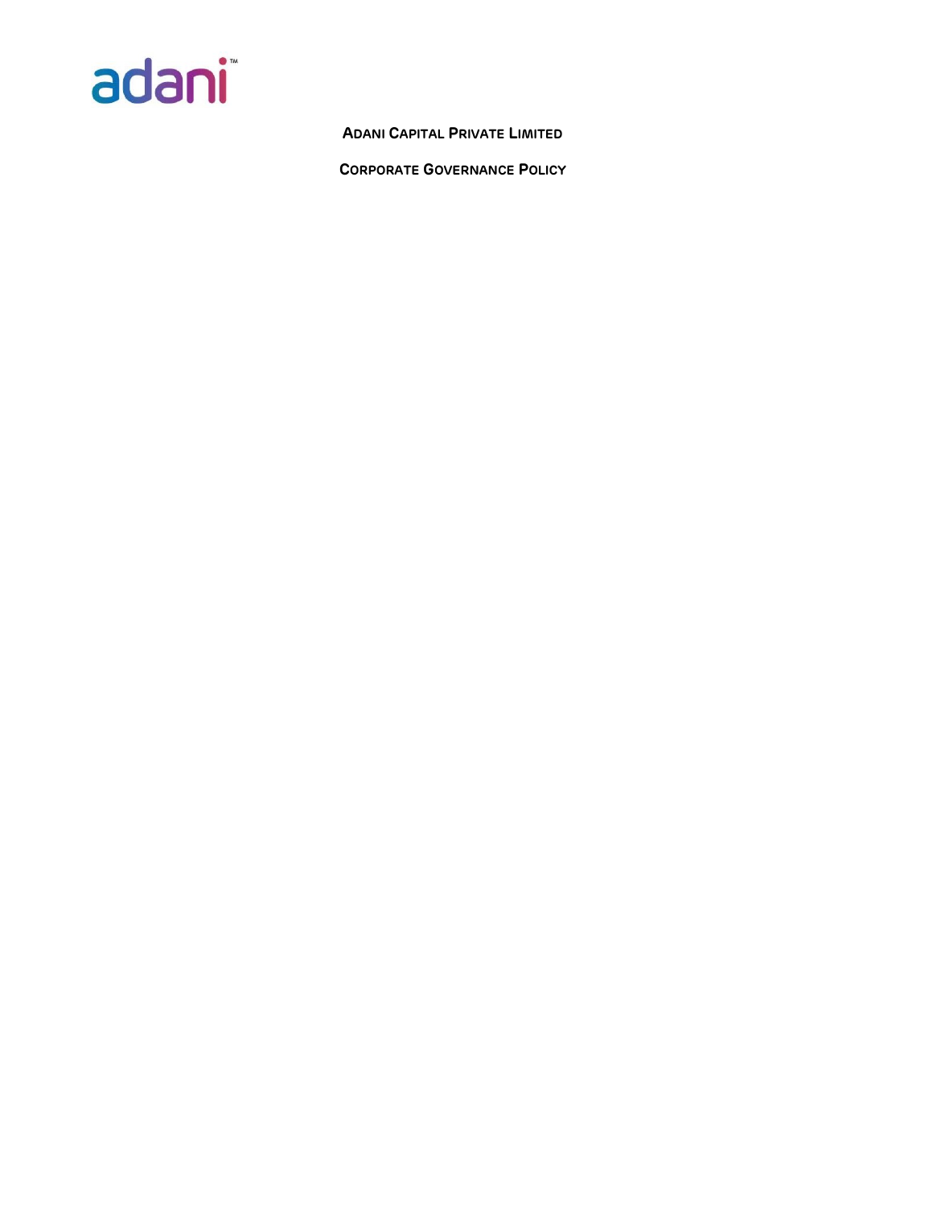**ADANI CAPITAL PRIVATE LIMITED**

**CORPORATE GOVERNANCE POLICY**